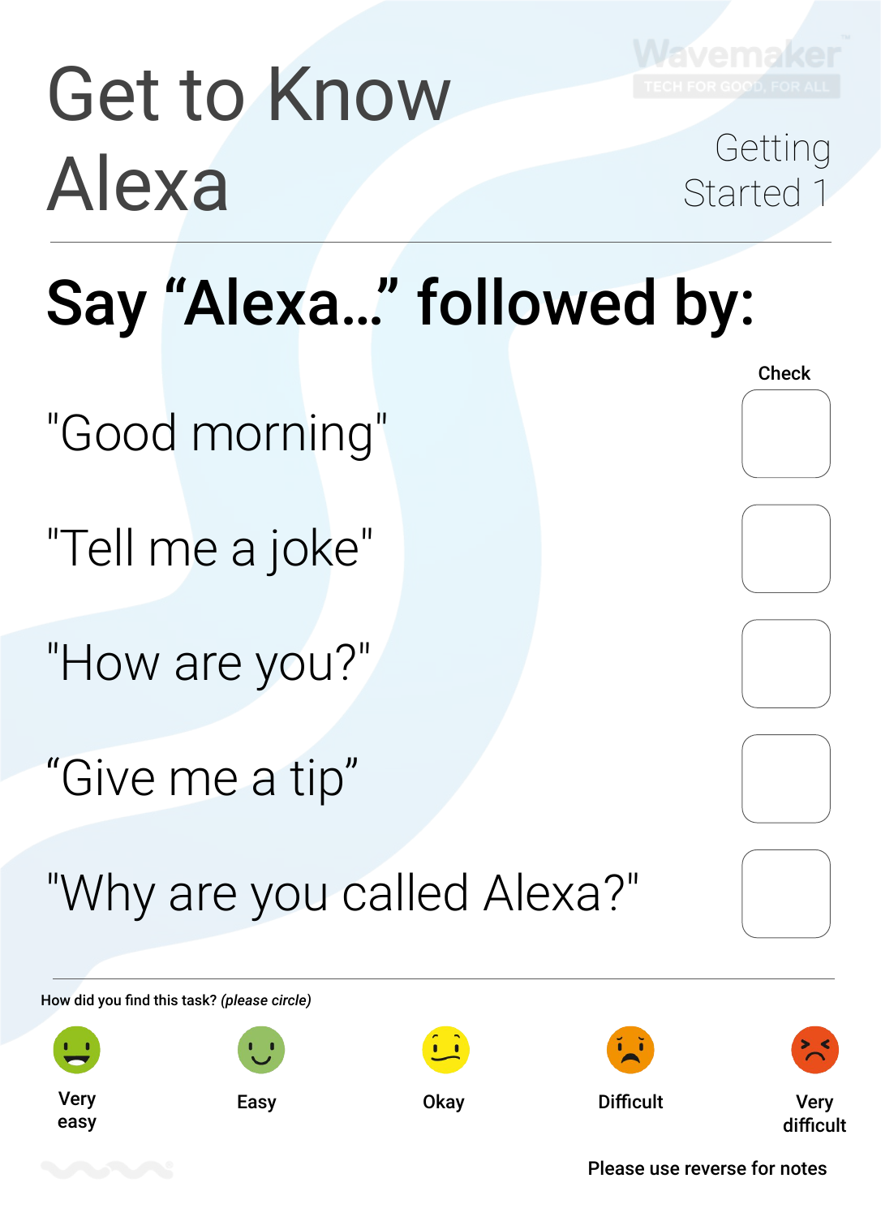# Get to Know Alexa

Wavemaker
TECH FOR GOOD, FOR ALL

Getting Started 1

## Say “Alexa...” followed by:

| | Check |
|---|---|
| "Good morning" | ☐ |
| "Tell me a joke" | ☐ |
| "How are you?" | ☐ |
| “Give me a tip” | ☐ |
| "Why are you called Alexa?" | ☐ |

How did you find this task? *(please circle)*

Very easy | Easy | Okay | Difficult | Very difficult

**Please use reverse for notes**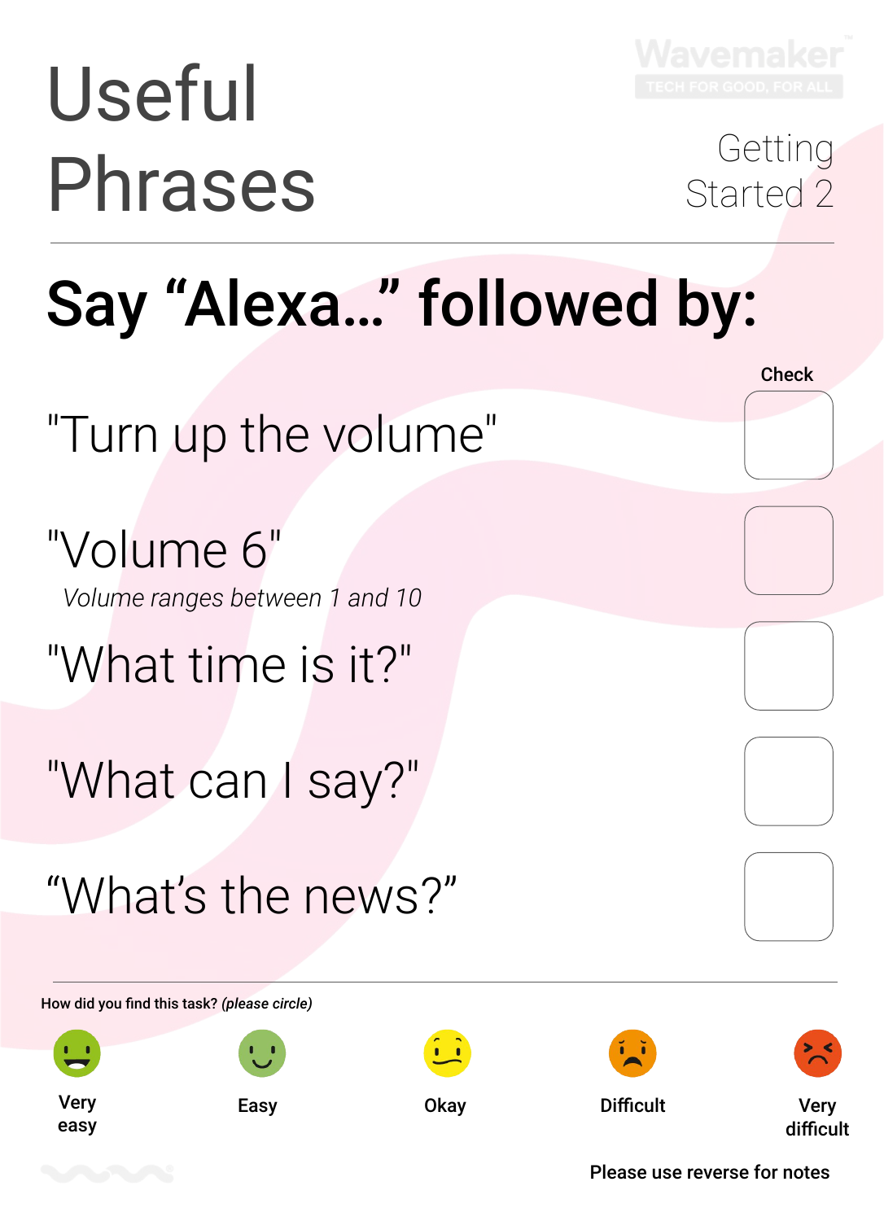# Useful Phrases

Wavemaker
TECH FOR GOOD, FOR ALL

Getting Started 2

## Say "Alexa…" followed by:

| Phrase | Check |
| --- | --- |
| "Turn up the volume" | |
| "Volume 6" *Volume ranges between 1 and 10* | |
| "What time is it?" | |
| "What can I say?" | |
| "What's the news?" | |

How did you find this task? *(please circle)*

Very easy | Easy | Okay | Difficult | Very difficult

Please use reverse for notes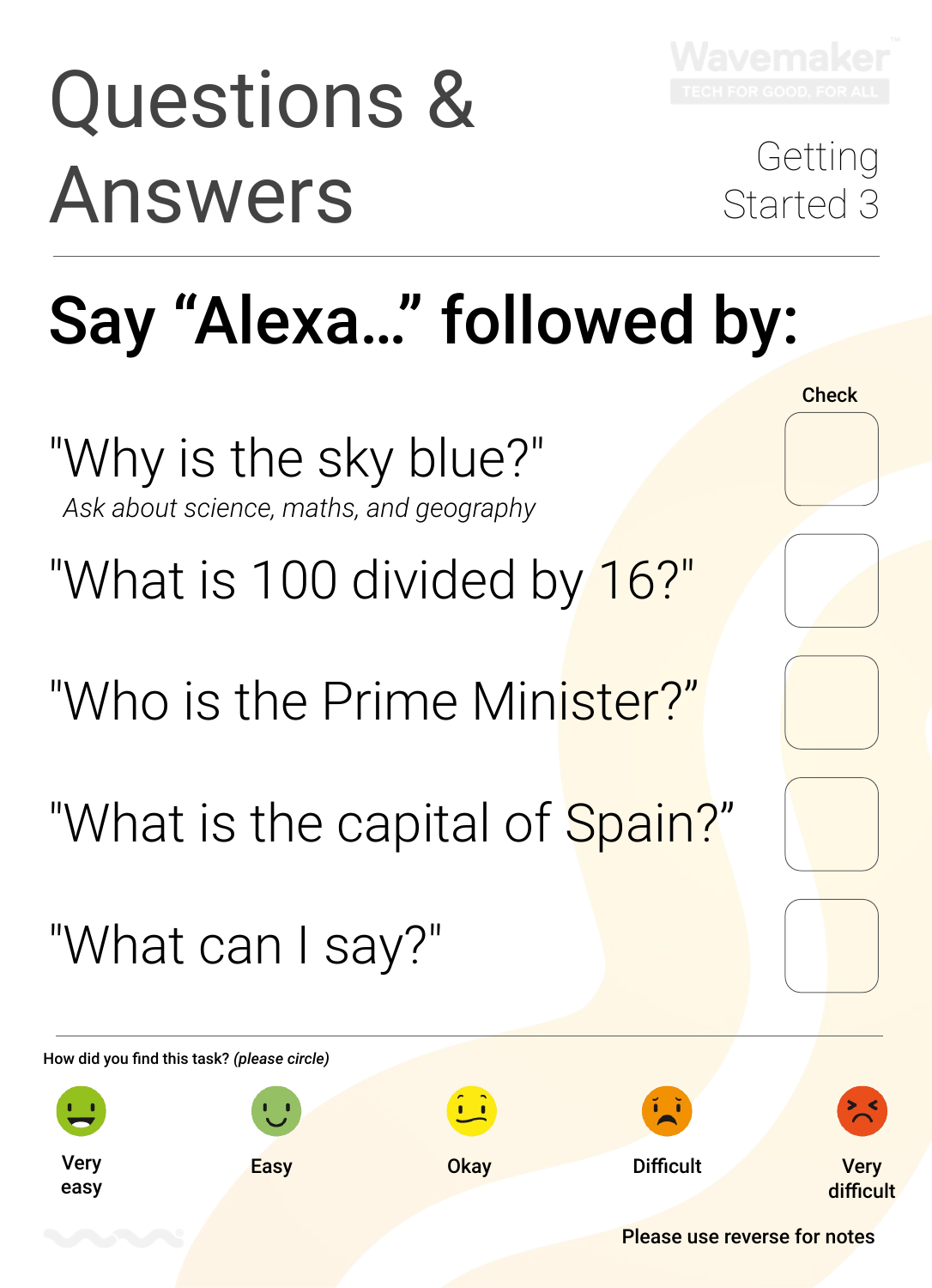# Questions & Answers

Wavemaker
TECH FOR GOOD, FOR ALL

Getting Started 3

## Say “Alexa…” followed by:

| | Check |
|---|---|
| "Why is the sky blue?"<br>*Ask about science, maths, and geography* | ☐ |
| "What is 100 divided by 16?" | ☐ |
| "Who is the Prime Minister?” | ☐ |
| "What is the capital of Spain?” | ☐ |
| "What can I say?" | ☐ |

How did you find this task? *(please circle)*

Very easy | Easy | Okay | Difficult | Very difficult

Please use reverse for notes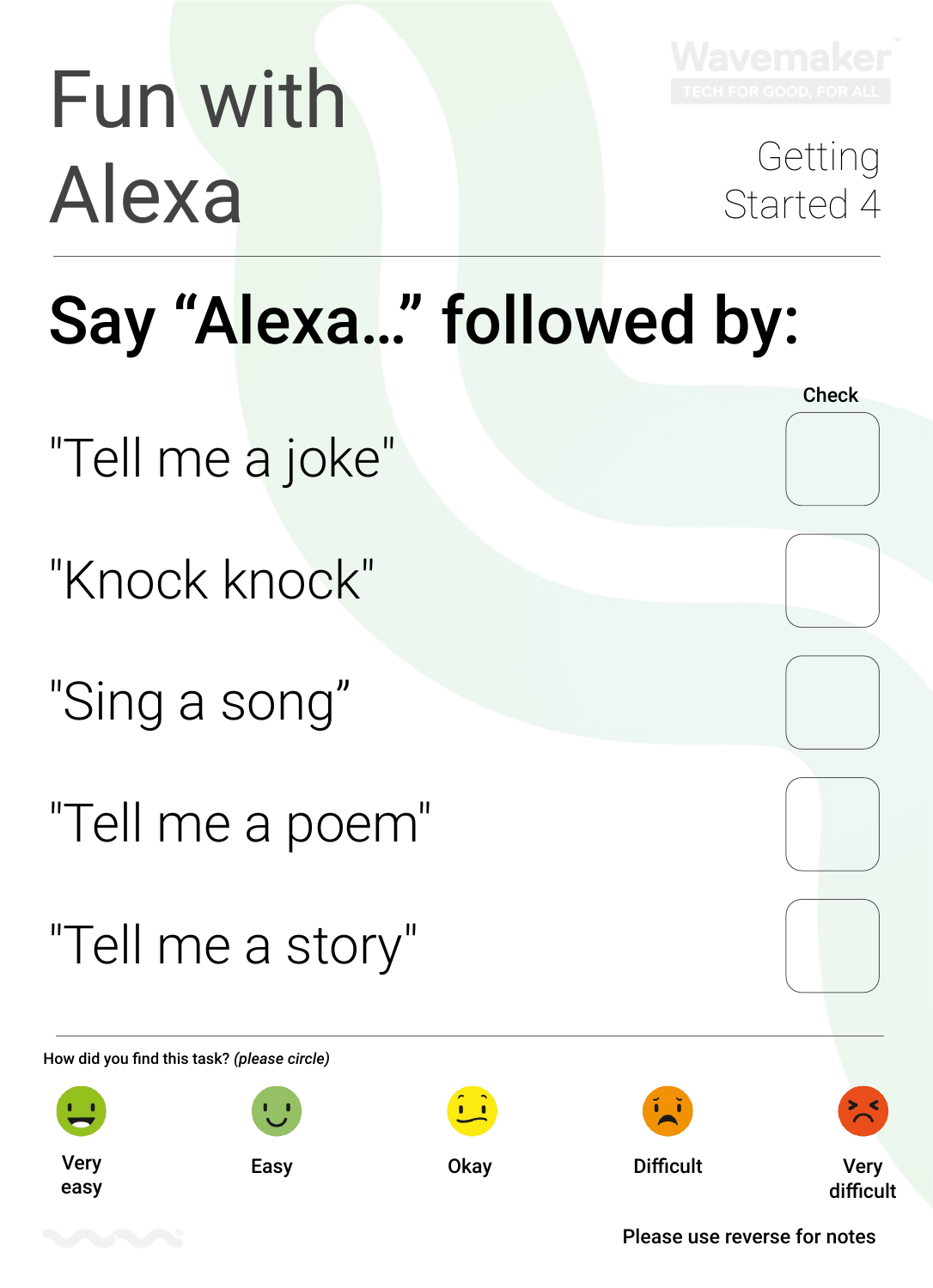# Fun with Alexa

Wavemaker
TECH FOR GOOD, FOR ALL

Getting Started 4

## Say "Alexa..." followed by:

| | Check |
|---|---|
| "Tell me a joke" | |
| "Knock knock" | |
| "Sing a song" | |
| "Tell me a poem" | |
| "Tell me a story" | |

How did you find this task? *(please circle)*

Very easy — Easy — Okay — Difficult — Very difficult

Please use reverse for notes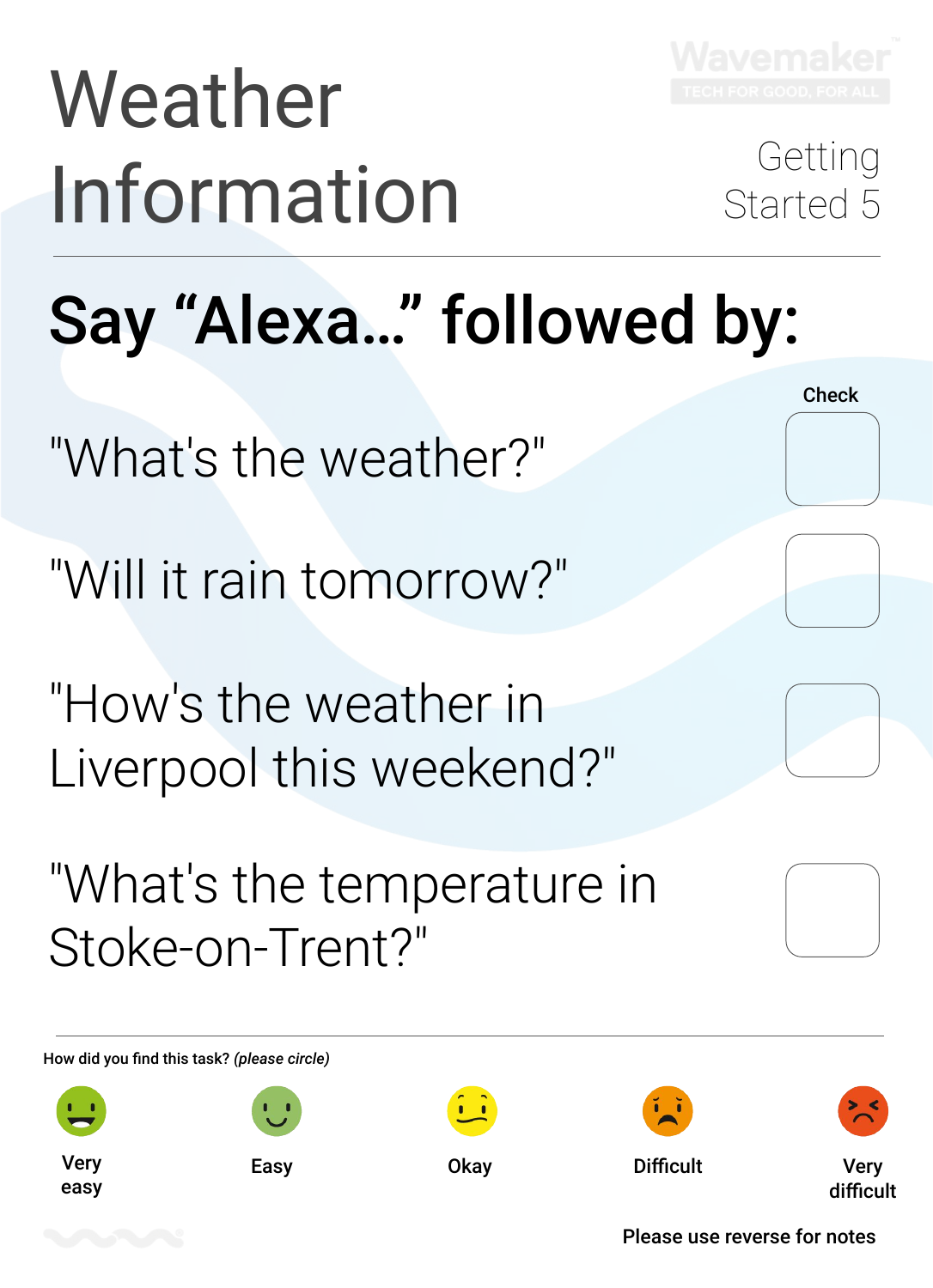# Weather Information

Getting Started 5

## Say "Alexa..." followed by:

| | Check |
|---|---|
| "What's the weather?" | ☐ |
| "Will it rain tomorrow?" | ☐ |
| "How's the weather in Liverpool this weekend?" | ☐ |
| "What's the temperature in Stoke-on-Trent?" | ☐ |

How did you find this task? *(please circle)*

Very easy | Easy | Okay | Difficult | Very difficult

Please use reverse for notes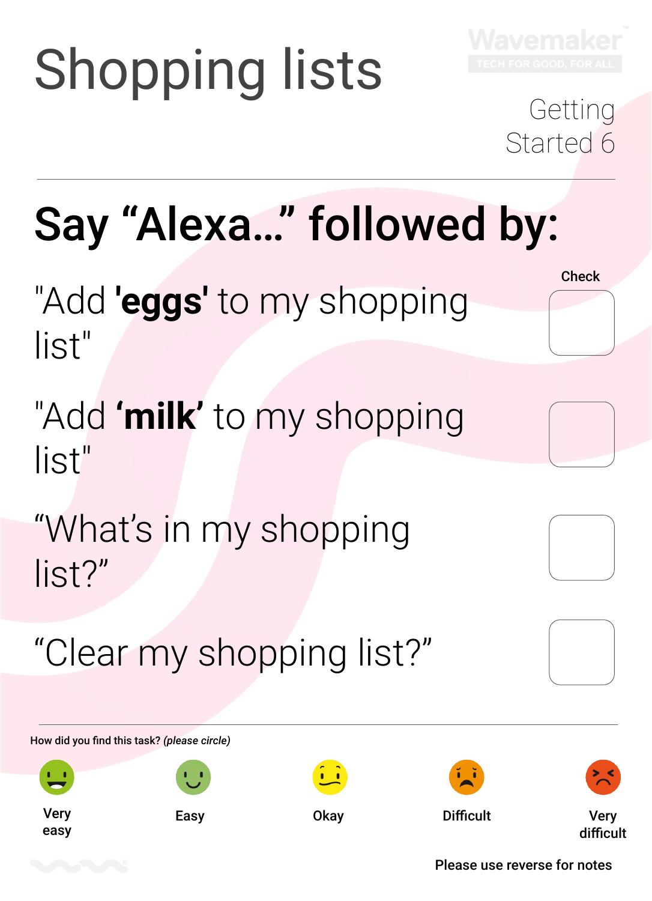# Shopping lists

Wavemaker
TECH FOR GOOD, FOR ALL

Getting Started 6

## Say “Alexa...” followed by:

| | Check |
|---|---|
| "Add **'eggs'** to my shopping list" | ☐ |
| "Add **‘milk’** to my shopping list" | ☐ |
| “What’s in my shopping list?” | ☐ |
| “Clear my shopping list?” | ☐ |

How did you find this task? *(please circle)*

Very easy | Easy | Okay | Difficult | Very difficult

Please use reverse for notes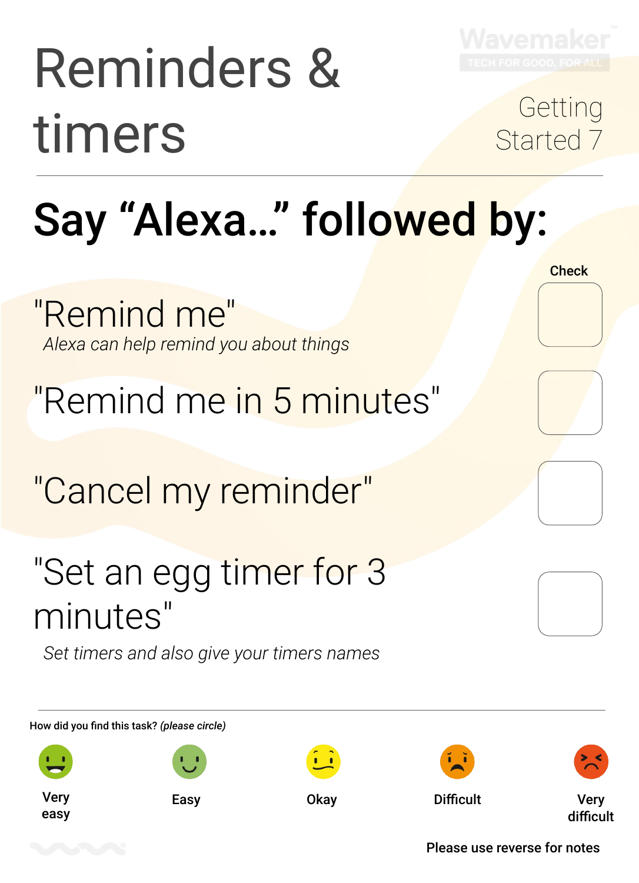# Reminders & timers

Getting Started 7

## Say “Alexa…” followed by:

| | Check |
|---|---|
| "Remind me"<br>*Alexa can help remind you about things* | ☐ |
| "Remind me in 5 minutes" | ☐ |
| "Cancel my reminder" | ☐ |
| "Set an egg timer for 3 minutes"<br>*Set timers and also give your timers names* | ☐ |

How did you find this task? *(please circle)*

Very easy | Easy | Okay | Difficult | Very difficult

Please use reverse for notes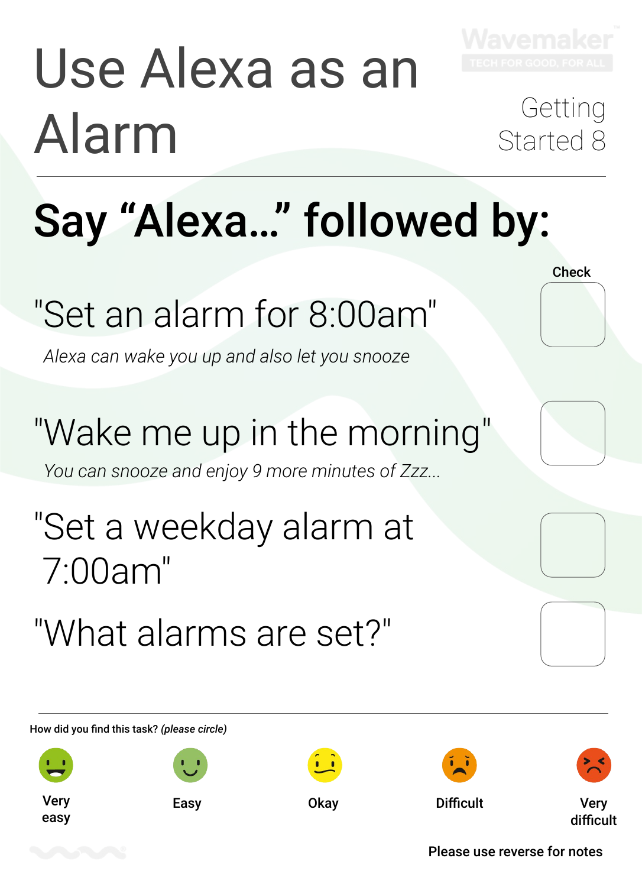# Use Alexa as an Alarm

Getting Started 8

## Say "Alexa..." followed by:

| | Check |
|---|---|
| "Set an alarm for 8:00am"<br>*Alexa can wake you up and also let you snooze* | ☐ |
| "Wake me up in the morning"<br>*You can snooze and enjoy 9 more minutes of Zzz...* | ☐ |
| "Set a weekday alarm at 7:00am" | ☐ |
| "What alarms are set?" | ☐ |

How did you find this task? *(please circle)*

Very easy | Easy | Okay | Difficult | Very difficult

Please use reverse for notes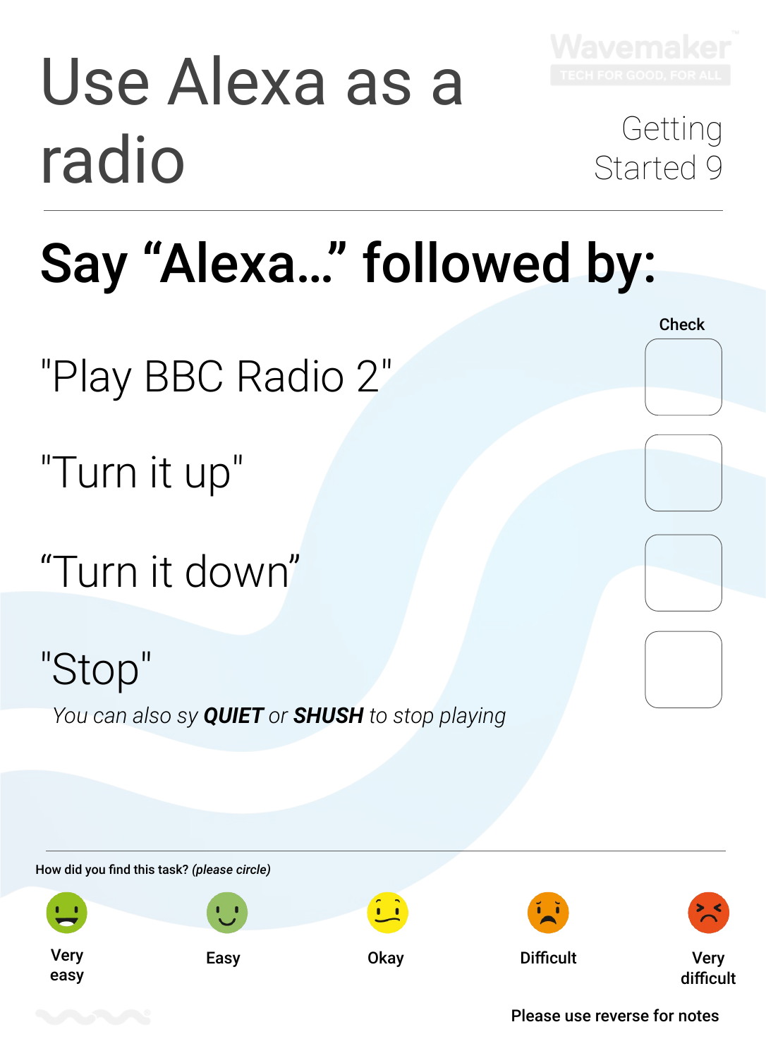# Use Alexa as a radio

Getting Started 9

## Say “Alexa…” followed by:

| | Check |
|---|---|
| "Play BBC Radio 2" | |
| "Turn it up" | |
| “Turn it down” | |
| "Stop" | |

*You can also sy **QUIET** or **SHUSH** to stop playing*

How did you find this task? *(please circle)*

Very easy — Easy — Okay — Difficult — Very difficult

Please use reverse for notes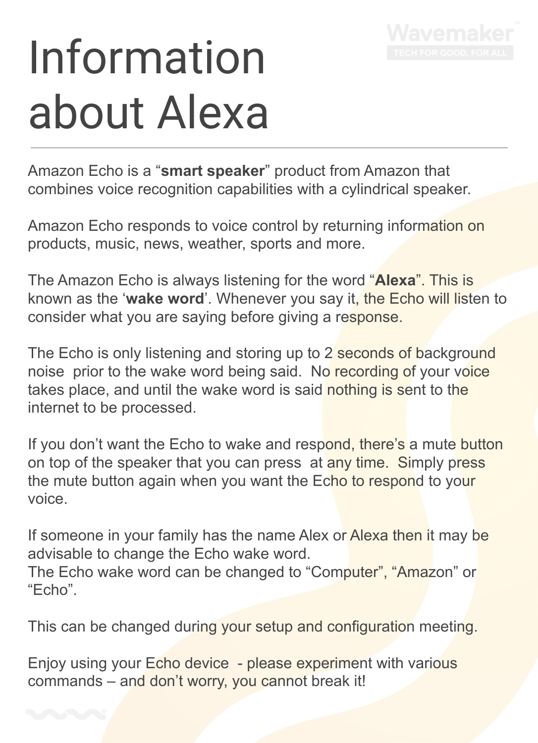# Information about Alexa

Amazon Echo is a “**smart speaker**” product from Amazon that combines voice recognition capabilities with a cylindrical speaker.

Amazon Echo responds to voice control by returning information on products, music, news, weather, sports and more.

The Amazon Echo is always listening for the word “**Alexa**”. This is known as the ‘**wake word**’. Whenever you say it, the Echo will listen to consider what you are saying before giving a response.

The Echo is only listening and storing up to 2 seconds of background noise prior to the wake word being said. No recording of your voice takes place, and until the wake word is said nothing is sent to the internet to be processed.

If you don’t want the Echo to wake and respond, there’s a mute button on top of the speaker that you can press at any time. Simply press the mute button again when you want the Echo to respond to your voice.

If someone in your family has the name Alex or Alexa then it may be advisable to change the Echo wake word.
The Echo wake word can be changed to “Computer”, “Amazon” or “Echo”.

This can be changed during your setup and configuration meeting.

Enjoy using your Echo device - please experiment with various commands – and don’t worry, you cannot break it!